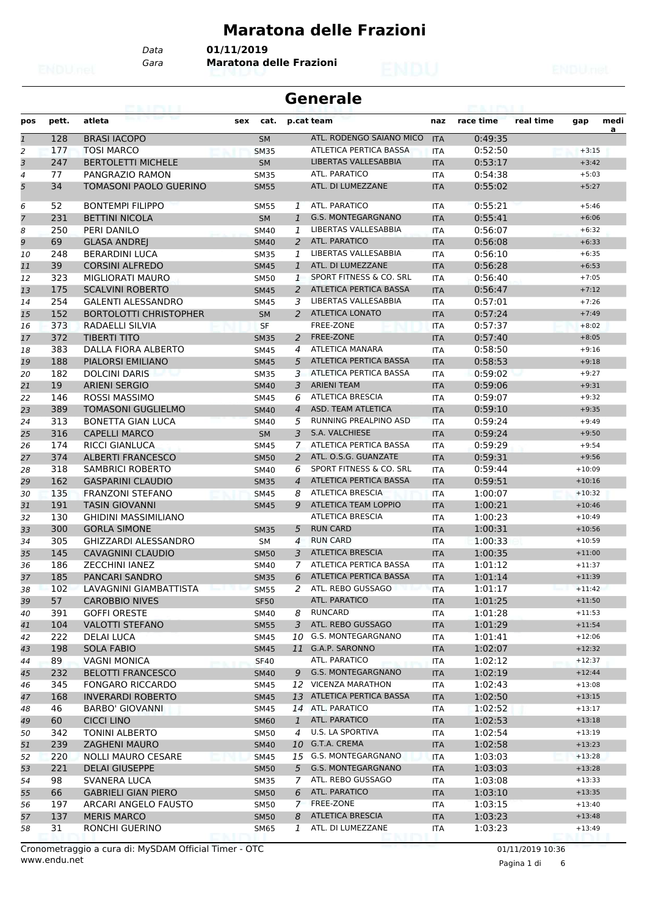# Maratona delle Frazioni

Data **01/11/2019**
Gara **Maratona delle Frazioni**

## Generale

| pos | pett. | atleta | sex | cat. | p.cat | team | naz | race time | real time | gap | media |
|---|---|---|---|---|---|---|---|---|---|---|---|
| 1 | 128 | BRASI IACOPO | | SM | | ATL. RODENGO SAIANO MICO | ITA | 0:49:35 | | | |
| 2 | 177 | TOSI MARCO | | SM35 | | ATLETICA PERTICA BASSA | ITA | 0:52:50 | | +3:15 | |
| 3 | 247 | BERTOLETTI MICHELE | | SM | | LIBERTAS VALLESABBIA | ITA | 0:53:17 | | +3:42 | |
| 4 | 77 | PANGRAZIO RAMON | | SM35 | | ATL. PARATICO | ITA | 0:54:38 | | +5:03 | |
| 5 | 34 | TOMASONI PAOLO GUERINO | | SM55 | | ATL. DI LUMEZZANE | ITA | 0:55:02 | | +5:27 | |
| 6 | 52 | BONTEMPI FILIPPO | | SM55 | 1 | ATL. PARATICO | ITA | 0:55:21 | | +5:46 | |
| 7 | 231 | BETTINI NICOLA | | SM | 1 | G.S. MONTEGARGNANO | ITA | 0:55:41 | | +6:06 | |
| 8 | 250 | PERI DANILO | | SM40 | 1 | LIBERTAS VALLESABBIA | ITA | 0:56:07 | | +6:32 | |
| 9 | 69 | GLASA ANDREJ | | SM40 | 2 | ATL. PARATICO | ITA | 0:56:08 | | +6:33 | |
| 10 | 248 | BERARDINI LUCA | | SM35 | 1 | LIBERTAS VALLESABBIA | ITA | 0:56:10 | | +6:35 | |
| 11 | 39 | CORSINI ALFREDO | | SM45 | 1 | ATL. DI LUMEZZANE | ITA | 0:56:28 | | +6:53 | |
| 12 | 323 | MIGLIORATI MAURO | | SM50 | 1 | SPORT FITNESS & CO. SRL | ITA | 0:56:40 | | +7:05 | |
| 13 | 175 | SCALVINI ROBERTO | | SM45 | 2 | ATLETICA PERTICA BASSA | ITA | 0:56:47 | | +7:12 | |
| 14 | 254 | GALENTI ALESSANDRO | | SM45 | 3 | LIBERTAS VALLESABBIA | ITA | 0:57:01 | | +7:26 | |
| 15 | 152 | BORTOLOTTI CHRISTOPHER | | SM | 2 | ATLETICA LONATO | ITA | 0:57:24 | | +7:49 | |
| 16 | 373 | RADAELLI SILVIA | | SF | | FREE-ZONE | ITA | 0:57:37 | | +8:02 | |
| 17 | 372 | TIBERTI TITO | | SM35 | 2 | FREE-ZONE | ITA | 0:57:40 | | +8:05 | |
| 18 | 383 | DALLA FIORA ALBERTO | | SM45 | 4 | ATLETICA MANARA | ITA | 0:58:50 | | +9:16 | |
| 19 | 188 | PIALORSI EMILIANO | | SM45 | 5 | ATLETICA PERTICA BASSA | ITA | 0:58:53 | | +9:18 | |
| 20 | 182 | DOLCINI DARIS | | SM35 | 3 | ATLETICA PERTICA BASSA | ITA | 0:59:02 | | +9:27 | |
| 21 | 19 | ARIENI SERGIO | | SM40 | 3 | ARIENI TEAM | ITA | 0:59:06 | | +9:31 | |
| 22 | 146 | ROSSI MASSIMO | | SM45 | 6 | ATLETICA BRESCIA | ITA | 0:59:07 | | +9:32 | |
| 23 | 389 | TOMASONI GUGLIELMO | | SM40 | 4 | ASD. TEAM ATLETICA | ITA | 0:59:10 | | +9:35 | |
| 24 | 313 | BONETTA GIAN LUCA | | SM40 | 5 | RUNNING PREALPINO ASD | ITA | 0:59:24 | | +9:49 | |
| 25 | 316 | CAPELLI MARCO | | SM | 3 | S.A. VALCHIESE | ITA | 0:59:24 | | +9:50 | |
| 26 | 174 | RICCI GIANLUCA | | SM45 | 7 | ATLETICA PERTICA BASSA | ITA | 0:59:29 | | +9:54 | |
| 27 | 374 | ALBERTI FRANCESCO | | SM50 | 2 | ATL. O.S.G. GUANZATE | ITA | 0:59:31 | | +9:56 | |
| 28 | 318 | SAMBRICI ROBERTO | | SM40 | 6 | SPORT FITNESS & CO. SRL | ITA | 0:59:44 | | +10:09 | |
| 29 | 162 | GASPARINI CLAUDIO | | SM35 | 4 | ATLETICA PERTICA BASSA | ITA | 0:59:51 | | +10:16 | |
| 30 | 135 | FRANZONI STEFANO | | SM45 | 8 | ATLETICA BRESCIA | ITA | 1:00:07 | | +10:32 | |
| 31 | 191 | TASIN GIOVANNI | | SM45 | 9 | ATLETICA TEAM LOPPIO | ITA | 1:00:21 | | +10:46 | |
| 32 | 130 | GHIDINI MASSIMILIANO | | | | ATLETICA BRESCIA | ITA | 1:00:23 | | +10:49 | |
| 33 | 300 | GORLA SIMONE | | SM35 | 5 | RUN CARD | ITA | 1:00:31 | | +10:56 | |
| 34 | 305 | GHIZZARDI ALESSANDRO | | SM | 4 | RUN CARD | ITA | 1:00:33 | | +10:59 | |
| 35 | 145 | CAVAGNINI CLAUDIO | | SM50 | 3 | ATLETICA BRESCIA | ITA | 1:00:35 | | +11:00 | |
| 36 | 186 | ZECCHINI IANEZ | | SM40 | 7 | ATLETICA PERTICA BASSA | ITA | 1:01:12 | | +11:37 | |
| 37 | 185 | PANCARI SANDRO | | SM35 | 6 | ATLETICA PERTICA BASSA | ITA | 1:01:14 | | +11:39 | |
| 38 | 102 | LAVAGNINI GIAMBATTISTA | | SM55 | 2 | ATL. REBO GUSSAGO | ITA | 1:01:17 | | +11:42 | |
| 39 | 57 | CAROBBIO NIVES | | SF50 | | ATL. PARATICO | ITA | 1:01:25 | | +11:50 | |
| 40 | 391 | GOFFI ORESTE | | SM40 | 8 | RUNCARD | ITA | 1:01:28 | | +11:53 | |
| 41 | 104 | VALOTTI STEFANO | | SM55 | 3 | ATL. REBO GUSSAGO | ITA | 1:01:29 | | +11:54 | |
| 42 | 222 | DELAI LUCA | | SM45 | 10 | G.S. MONTEGARGNANO | ITA | 1:01:41 | | +12:06 | |
| 43 | 198 | SOLA FABIO | | SM45 | 11 | G.A.P. SARONNO | ITA | 1:02:07 | | +12:32 | |
| 44 | 89 | VAGNI MONICA | | SF40 | | ATL. PARATICO | ITA | 1:02:12 | | +12:37 | |
| 45 | 232 | BELOTTI FRANCESCO | | SM40 | 9 | G.S. MONTEGARGNANO | ITA | 1:02:19 | | +12:44 | |
| 46 | 345 | FONGARO RICCARDO | | SM45 | 12 | VICENZA MARATHON | ITA | 1:02:43 | | +13:08 | |
| 47 | 168 | INVERARDI ROBERTO | | SM45 | 13 | ATLETICA PERTICA BASSA | ITA | 1:02:50 | | +13:15 | |
| 48 | 46 | BARBO' GIOVANNI | | SM45 | 14 | ATL. PARATICO | ITA | 1:02:52 | | +13:17 | |
| 49 | 60 | CICCI LINO | | SM60 | 1 | ATL. PARATICO | ITA | 1:02:53 | | +13:18 | |
| 50 | 342 | TONINI ALBERTO | | SM50 | 4 | U.S. LA SPORTIVA | ITA | 1:02:54 | | +13:19 | |
| 51 | 239 | ZAGHENI MAURO | | SM40 | 10 | G.T.A. CREMA | ITA | 1:02:58 | | +13:23 | |
| 52 | 220 | NOLLI MAURO CESARE | | SM45 | 15 | G.S. MONTEGARGNANO | ITA | 1:03:03 | | +13:28 | |
| 53 | 221 | DELAI GIUSEPPE | | SM50 | 5 | G.S. MONTEGARGNANO | ITA | 1:03:03 | | +13:28 | |
| 54 | 98 | SVANERA LUCA | | SM35 | 7 | ATL. REBO GUSSAGO | ITA | 1:03:08 | | +13:33 | |
| 55 | 66 | GABRIELI GIAN PIERO | | SM50 | 6 | ATL. PARATICO | ITA | 1:03:10 | | +13:35 | |
| 56 | 197 | ARCARI ANGELO FAUSTO | | SM50 | 7 | FREE-ZONE | ITA | 1:03:15 | | +13:40 | |
| 57 | 137 | MERIS MARCO | | SM50 | 8 | ATLETICA BRESCIA | ITA | 1:03:23 | | +13:48 | |
| 58 | 31 | RONCHI GUERINO | | SM65 | 1 | ATL. DI LUMEZZANE | ITA | 1:03:23 | | +13:49 | |

Cronometraggio a cura di: MySDAM Official Timer - OTC
www.endu.net

01/11/2019 10:36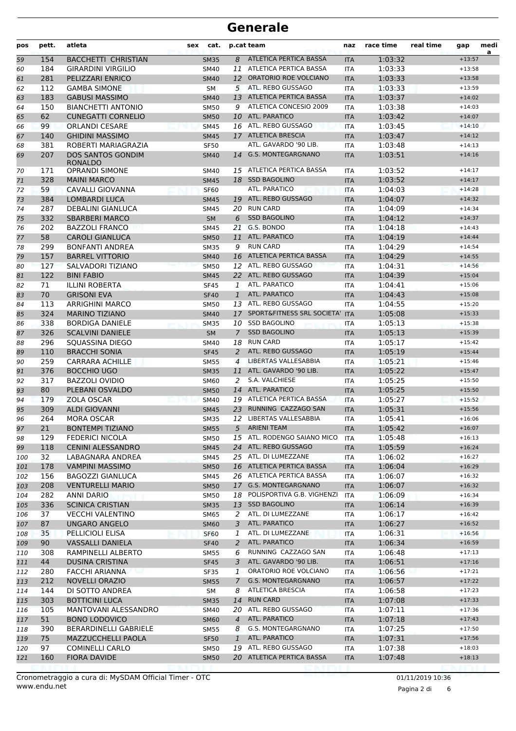# Generale

| pos | pett. | atleta | sex | cat. | p.cat | team | naz | race time | real time | gap | media |
|---|---|---|---|---|---|---|---|---|---|---|---|
| 59 | 154 | BACCHETTI CHRISTIAN | | SM35 | 8 | ATLETICA PERTICA BASSA | ITA | 1:03:32 | | +13:57 | |
| 60 | 184 | GIRARDINI VIRGILIO | | SM40 | 11 | ATLETICA PERTICA BASSA | ITA | 1:03:33 | | +13:58 | |
| 61 | 281 | PELIZZARI ENRICO | | SM40 | 12 | ORATORIO ROE VOLCIANO | ITA | 1:03:33 | | +13:58 | |
| 62 | 112 | GAMBA SIMONE | | SM | 5 | ATL. REBO GUSSAGO | ITA | 1:03:33 | | +13:59 | |
| 63 | 183 | GABUSI MASSIMO | | SM40 | 13 | ATLETICA PERTICA BASSA | ITA | 1:03:37 | | +14:02 | |
| 64 | 150 | BIANCHETTI ANTONIO | | SM50 | 9 | ATLETICA CONCESIO 2009 | ITA | 1:03:38 | | +14:03 | |
| 65 | 62 | CUNEGATTI CORNELIO | | SM50 | 10 | ATL. PARATICO | ITA | 1:03:42 | | +14:07 | |
| 66 | 99 | ORLANDI CESARE | | SM45 | 16 | ATL. REBO GUSSAGO | ITA | 1:03:45 | | +14:10 | |
| 67 | 140 | GHIDINI MASSIMO | | SM45 | 17 | ATLETICA BRESCIA | ITA | 1:03:47 | | +14:12 | |
| 68 | 381 | ROBERTI MARIAGRAZIA | | SF50 | | ATL. GAVARDO '90 LIB. | ITA | 1:03:48 | | +14:13 | |
| 69 | 207 | DOS SANTOS GONDIM RONALDO | | SM40 | 14 | G.S. MONTEGARGNANO | ITA | 1:03:51 | | +14:16 | |
| 70 | 171 | OPRANDI SIMONE | | SM40 | 15 | ATLETICA PERTICA BASSA | ITA | 1:03:52 | | +14:17 | |
| 71 | 328 | MAINI MARCO | | SM45 | 18 | SSD BAGOLINO | ITA | 1:03:52 | | +14:17 | |
| 72 | 59 | CAVALLI GIOVANNA | | SF60 | | ATL. PARATICO | ITA | 1:04:03 | | +14:28 | |
| 73 | 384 | LOMBARDI LUCA | | SM45 | 19 | ATL. REBO GUSSAGO | ITA | 1:04:07 | | +14:32 | |
| 74 | 287 | DEBALINI GIANLUCA | | SM45 | 20 | RUN CARD | ITA | 1:04:09 | | +14:34 | |
| 75 | 332 | SBARBERI MARCO | | SM | 6 | SSD BAGOLINO | ITA | 1:04:12 | | +14:37 | |
| 76 | 202 | BAZZOLI FRANCO | | SM45 | 21 | G.S. BONDO | ITA | 1:04:18 | | +14:43 | |
| 77 | 58 | CAROLI GIANLUCA | | SM50 | 11 | ATL. PARATICO | ITA | 1:04:19 | | +14:44 | |
| 78 | 299 | BONFANTI ANDREA | | SM35 | 9 | RUN CARD | ITA | 1:04:29 | | +14:54 | |
| 79 | 157 | BARREL VITTORIO | | SM40 | 16 | ATLETICA PERTICA BASSA | ITA | 1:04:29 | | +14:55 | |
| 80 | 127 | SALVADORI TIZIANO | | SM50 | 12 | ATL. REBO GUSSAGO | ITA | 1:04:31 | | +14:56 | |
| 81 | 122 | BINI FABIO | | SM45 | 22 | ATL. REBO GUSSAGO | ITA | 1:04:39 | | +15:04 | |
| 82 | 71 | ILLINI ROBERTA | | SF45 | 1 | ATL. PARATICO | ITA | 1:04:41 | | +15:06 | |
| 83 | 70 | GRISONI EVA | | SF40 | 1 | ATL. PARATICO | ITA | 1:04:43 | | +15:08 | |
| 84 | 113 | ARRIGHINI MARCO | | SM50 | 13 | ATL. REBO GUSSAGO | ITA | 1:04:55 | | +15:20 | |
| 85 | 324 | MARINO TIZIANO | | SM40 | 17 | SPORT&FITNESS SRL SOCIETA' | ITA | 1:05:08 | | +15:33 | |
| 86 | 338 | BORDIGA DANIELE | | SM35 | 10 | SSD BAGOLINO | ITA | 1:05:13 | | +15:38 | |
| 87 | 326 | SCALVINI DANIELE | | SM | 7 | SSD BAGOLINO | ITA | 1:05:13 | | +15:39 | |
| 88 | 296 | SQUASSINA DIEGO | | SM40 | 18 | RUN CARD | ITA | 1:05:17 | | +15:42 | |
| 89 | 110 | BRACCHI SONIA | | SF45 | 2 | ATL. REBO GUSSAGO | ITA | 1:05:19 | | +15:44 | |
| 90 | 259 | CARRARA ACHILLE | | SM55 | 4 | LIBERTAS VALLESABBIA | ITA | 1:05:21 | | +15:46 | |
| 91 | 376 | BOCCHIO UGO | | SM35 | 11 | ATL. GAVARDO '90 LIB. | ITA | 1:05:22 | | +15:47 | |
| 92 | 317 | BAZZOLI OVIDIO | | SM60 | 2 | S.A. VALCHIESE | ITA | 1:05:25 | | +15:50 | |
| 93 | 80 | PLEBANI OSVALDO | | SM50 | 14 | ATL. PARATICO | ITA | 1:05:25 | | +15:50 | |
| 94 | 179 | ZOLA OSCAR | | SM40 | 19 | ATLETICA PERTICA BASSA | ITA | 1:05:27 | | +15:52 | |
| 95 | 309 | ALDI GIOVANNI | | SM45 | 23 | RUNNING CAZZAGO SAN | ITA | 1:05:31 | | +15:56 | |
| 96 | 264 | MORA OSCAR | | SM35 | 12 | LIBERTAS VALLESABBIA | ITA | 1:05:41 | | +16:06 | |
| 97 | 21 | BONTEMPI TIZIANO | | SM55 | 5 | ARIENI TEAM | ITA | 1:05:42 | | +16:07 | |
| 98 | 129 | FEDERICI NICOLA | | SM50 | 15 | ATL. RODENGO SAIANO MICO | ITA | 1:05:48 | | +16:13 | |
| 99 | 118 | CENINI ALESSANDRO | | SM45 | 24 | ATL. REBO GUSSAGO | ITA | 1:05:59 | | +16:24 | |
| 100 | 32 | LABAGNARA ANDREA | | SM45 | 25 | ATL. DI LUMEZZANE | ITA | 1:06:02 | | +16:27 | |
| 101 | 178 | VAMPINI MASSIMO | | SM50 | 16 | ATLETICA PERTICA BASSA | ITA | 1:06:04 | | +16:29 | |
| 102 | 156 | BAGOZZI GIANLUCA | | SM45 | 26 | ATLETICA PERTICA BASSA | ITA | 1:06:07 | | +16:32 | |
| 103 | 208 | VENTURELLI MARIO | | SM50 | 17 | G.S. MONTEGARGNANO | ITA | 1:06:07 | | +16:32 | |
| 104 | 282 | ANNI DARIO | | SM50 | 18 | POLISPORTIVA G.B. VIGHENZI | ITA | 1:06:09 | | +16:34 | |
| 105 | 336 | SCINICA CRISTIAN | | SM35 | 13 | SSD BAGOLINO | ITA | 1:06:14 | | +16:39 | |
| 106 | 37 | VECCHI VALENTINO | | SM65 | 2 | ATL. DI LUMEZZANE | ITA | 1:06:17 | | +16:42 | |
| 107 | 87 | UNGARO ANGELO | | SM60 | 3 | ATL. PARATICO | ITA | 1:06:27 | | +16:52 | |
| 108 | 35 | PELLICIOLI ELISA | | SF60 | 1 | ATL. DI LUMEZZANE | ITA | 1:06:31 | | +16:56 | |
| 109 | 90 | VASSALLI DANIELA | | SF40 | 2 | ATL. PARATICO | ITA | 1:06:34 | | +16:59 | |
| 110 | 308 | RAMPINELLI ALBERTO | | SM55 | 6 | RUNNING CAZZAGO SAN | ITA | 1:06:48 | | +17:13 | |
| 111 | 44 | DUSINA CRISTINA | | SF45 | 3 | ATL. GAVARDO '90 LIB. | ITA | 1:06:51 | | +17:16 | |
| 112 | 280 | FACCHI ARIANNA | | SF35 | 1 | ORATORIO ROE VOLCIANO | ITA | 1:06:56 | | +17:21 | |
| 113 | 212 | NOVELLI ORAZIO | | SM55 | 7 | G.S. MONTEGARGNANO | ITA | 1:06:57 | | +17:22 | |
| 114 | 144 | DI SOTTO ANDREA | | SM | 8 | ATLETICA BRESCIA | ITA | 1:06:58 | | +17:23 | |
| 115 | 303 | BOTTICINI LUCA | | SM35 | 14 | RUN CARD | ITA | 1:07:08 | | +17:33 | |
| 116 | 105 | MANTOVANI ALESSANDRO | | SM40 | 20 | ATL. REBO GUSSAGO | ITA | 1:07:11 | | +17:36 | |
| 117 | 51 | BONO LODOVICO | | SM60 | 4 | ATL. PARATICO | ITA | 1:07:18 | | +17:43 | |
| 118 | 390 | BERARDINELLI GABRIELE | | SM55 | 8 | G.S. MONTEGARGNANO | ITA | 1:07:25 | | +17:50 | |
| 119 | 75 | MAZZUCCHELLI PAOLA | | SF50 | 1 | ATL. PARATICO | ITA | 1:07:31 | | +17:56 | |
| 120 | 97 | COMINELLI CARLO | | SM50 | 19 | ATL. REBO GUSSAGO | ITA | 1:07:38 | | +18:03 | |
| 121 | 160 | FIORA DAVIDE | | SM50 | 20 | ATLETICA PERTICA BASSA | ITA | 1:07:48 | | +18:13 | |

Cronometraggio a cura di: MySDAM Official Timer - OTC
www.endu.net

01/11/2019 10:36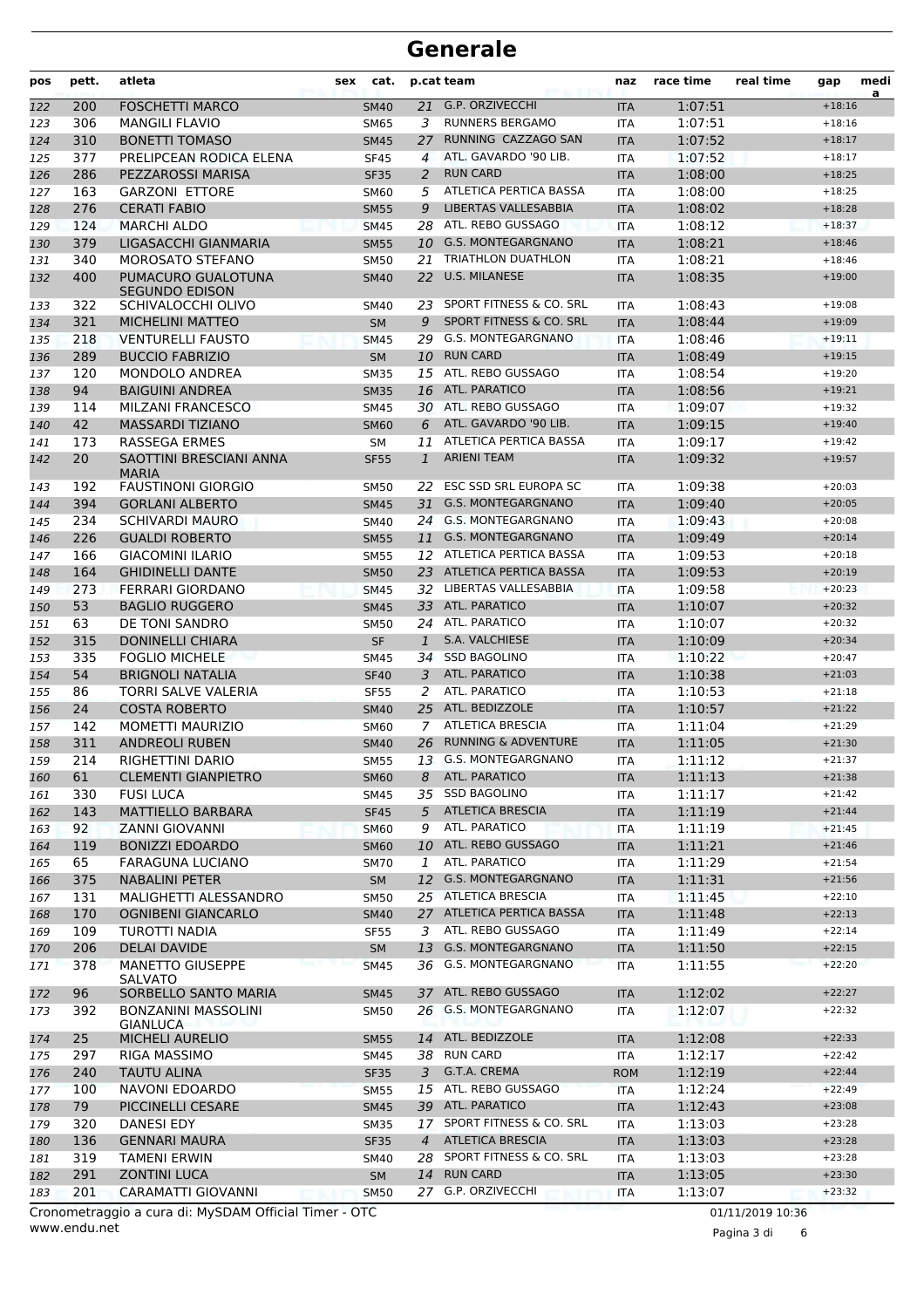# Generale

| pos | pett. | atleta | sex | cat. | p.cat | team | naz | race time | real time | gap | media |
|---|---|---|---|---|---|---|---|---|---|---|---|
| 122 | 200 | FOSCHETTI MARCO | | SM40 | 21 | G.P. ORZIVECCHI | ITA | 1:07:51 | | +18:16 | |
| 123 | 306 | MANGILI FLAVIO | | SM65 | 3 | RUNNERS BERGAMO | ITA | 1:07:51 | | +18:16 | |
| 124 | 310 | BONETTI TOMASO | | SM45 | 27 | RUNNING CAZZAGO SAN | ITA | 1:07:52 | | +18:17 | |
| 125 | 377 | PRELIPCEAN RODICA ELENA | | SF45 | 4 | ATL. GAVARDO '90 LIB. | ITA | 1:07:52 | | +18:17 | |
| 126 | 286 | PEZZAROSSI MARISA | | SF35 | 2 | RUN CARD | ITA | 1:08:00 | | +18:25 | |
| 127 | 163 | GARZONI ETTORE | | SM60 | 5 | ATLETICA PERTICA BASSA | ITA | 1:08:00 | | +18:25 | |
| 128 | 276 | CERATI FABIO | | SM55 | 9 | LIBERTAS VALLESABBIA | ITA | 1:08:02 | | +18:28 | |
| 129 | 124 | MARCHI ALDO | | SM45 | 28 | ATL. REBO GUSSAGO | ITA | 1:08:12 | | +18:37 | |
| 130 | 379 | LIGASACCHI GIANMARIA | | SM55 | 10 | G.S. MONTEGARGNANO | ITA | 1:08:21 | | +18:46 | |
| 131 | 340 | MOROSATO STEFANO | | SM50 | 21 | TRIATHLON DUATHLON | ITA | 1:08:21 | | +18:46 | |
| 132 | 400 | PUMACURO GUALOTUNA SEGUNDO EDISON | | SM40 | 22 | U.S. MILANESE | ITA | 1:08:35 | | +19:00 | |
| 133 | 322 | SCHIVALOCCHI OLIVO | | SM40 | 23 | SPORT FITNESS & CO. SRL | ITA | 1:08:43 | | +19:08 | |
| 134 | 321 | MICHELINI MATTEO | | SM | 9 | SPORT FITNESS & CO. SRL | ITA | 1:08:44 | | +19:09 | |
| 135 | 218 | VENTURELLI FAUSTO | | SM45 | 29 | G.S. MONTEGARGNANO | ITA | 1:08:46 | | +19:11 | |
| 136 | 289 | BUCCIO FABRIZIO | | SM | 10 | RUN CARD | ITA | 1:08:49 | | +19:15 | |
| 137 | 120 | MONDOLO ANDREA | | SM35 | 15 | ATL. REBO GUSSAGO | ITA | 1:08:54 | | +19:20 | |
| 138 | 94 | BAIGUINI ANDREA | | SM35 | 16 | ATL. PARATICO | ITA | 1:08:56 | | +19:21 | |
| 139 | 114 | MILZANI FRANCESCO | | SM45 | 30 | ATL. REBO GUSSAGO | ITA | 1:09:07 | | +19:32 | |
| 140 | 42 | MASSARDI TIZIANO | | SM60 | 6 | ATL. GAVARDO '90 LIB. | ITA | 1:09:15 | | +19:40 | |
| 141 | 173 | RASSEGA ERMES | | SM | 11 | ATLETICA PERTICA BASSA | ITA | 1:09:17 | | +19:42 | |
| 142 | 20 | SAOTTINI BRESCIANI ANNA MARIA | | SF55 | 1 | ARIENI TEAM | ITA | 1:09:32 | | +19:57 | |
| 143 | 192 | FAUSTINONI GIORGIO | | SM50 | 22 | ESC SSD SRL EUROPA SC | ITA | 1:09:38 | | +20:03 | |
| 144 | 394 | GORLANI ALBERTO | | SM45 | 31 | G.S. MONTEGARGNANO | ITA | 1:09:40 | | +20:05 | |
| 145 | 234 | SCHIVARDI MAURO | | SM40 | 24 | G.S. MONTEGARGNANO | ITA | 1:09:43 | | +20:08 | |
| 146 | 226 | GUALDI ROBERTO | | SM55 | 11 | G.S. MONTEGARGNANO | ITA | 1:09:49 | | +20:14 | |
| 147 | 166 | GIACOMINI ILARIO | | SM55 | 12 | ATLETICA PERTICA BASSA | ITA | 1:09:53 | | +20:18 | |
| 148 | 164 | GHIDINELLI DANTE | | SM50 | 23 | ATLETICA PERTICA BASSA | ITA | 1:09:53 | | +20:19 | |
| 149 | 273 | FERRARI GIORDANO | | SM45 | 32 | LIBERTAS VALLESABBIA | ITA | 1:09:58 | | +20:23 | |
| 150 | 53 | BAGLIO RUGGERO | | SM45 | 33 | ATL. PARATICO | ITA | 1:10:07 | | +20:32 | |
| 151 | 63 | DE TONI SANDRO | | SM50 | 24 | ATL. PARATICO | ITA | 1:10:07 | | +20:32 | |
| 152 | 315 | DONINELLI CHIARA | | SF | 1 | S.A. VALCHIESE | ITA | 1:10:09 | | +20:34 | |
| 153 | 335 | FOGLIO MICHELE | | SM45 | 34 | SSD BAGOLINO | ITA | 1:10:22 | | +20:47 | |
| 154 | 54 | BRIGNOLI NATALIA | | SF40 | 3 | ATL. PARATICO | ITA | 1:10:38 | | +21:03 | |
| 155 | 86 | TORRI SALVE VALERIA | | SF55 | 2 | ATL. PARATICO | ITA | 1:10:53 | | +21:18 | |
| 156 | 24 | COSTA ROBERTO | | SM40 | 25 | ATL. BEDIZZOLE | ITA | 1:10:57 | | +21:22 | |
| 157 | 142 | MOMETTI MAURIZIO | | SM60 | 7 | ATLETICA BRESCIA | ITA | 1:11:04 | | +21:29 | |
| 158 | 311 | ANDREOLI RUBEN | | SM40 | 26 | RUNNING & ADVENTURE | ITA | 1:11:05 | | +21:30 | |
| 159 | 214 | RIGHETTINI DARIO | | SM55 | 13 | G.S. MONTEGARGNANO | ITA | 1:11:12 | | +21:37 | |
| 160 | 61 | CLEMENTI GIANPIETRO | | SM60 | 8 | ATL. PARATICO | ITA | 1:11:13 | | +21:38 | |
| 161 | 330 | FUSI LUCA | | SM45 | 35 | SSD BAGOLINO | ITA | 1:11:17 | | +21:42 | |
| 162 | 143 | MATTIELLO BARBARA | | SF45 | 5 | ATLETICA BRESCIA | ITA | 1:11:19 | | +21:44 | |
| 163 | 92 | ZANNI GIOVANNI | | SM60 | 9 | ATL. PARATICO | ITA | 1:11:19 | | +21:45 | |
| 164 | 119 | BONIZZI EDOARDO | | SM60 | 10 | ATL. REBO GUSSAGO | ITA | 1:11:21 | | +21:46 | |
| 165 | 65 | FARAGUNA LUCIANO | | SM70 | 1 | ATL. PARATICO | ITA | 1:11:29 | | +21:54 | |
| 166 | 375 | NABALINI PETER | | SM | 12 | G.S. MONTEGARGNANO | ITA | 1:11:31 | | +21:56 | |
| 167 | 131 | MALIGHETTI ALESSANDRO | | SM50 | 25 | ATLETICA BRESCIA | ITA | 1:11:45 | | +22:10 | |
| 168 | 170 | OGNIBENI GIANCARLO | | SM40 | 27 | ATLETICA PERTICA BASSA | ITA | 1:11:48 | | +22:13 | |
| 169 | 109 | TUROTTI NADIA | | SF55 | 3 | ATL. REBO GUSSAGO | ITA | 1:11:49 | | +22:14 | |
| 170 | 206 | DELAI DAVIDE | | SM | 13 | G.S. MONTEGARGNANO | ITA | 1:11:50 | | +22:15 | |
| 171 | 378 | MANETTO GIUSEPPE SALVATO | | SM45 | 36 | G.S. MONTEGARGNANO | ITA | 1:11:55 | | +22:20 | |
| 172 | 96 | SORBELLO SANTO MARIA | | SM45 | 37 | ATL. REBO GUSSAGO | ITA | 1:12:02 | | +22:27 | |
| 173 | 392 | BONZANINI MASSOLINI GIANLUCA | | SM50 | 26 | G.S. MONTEGARGNANO | ITA | 1:12:07 | | +22:32 | |
| 174 | 25 | MICHELI AURELIO | | SM55 | 14 | ATL. BEDIZZOLE | ITA | 1:12:08 | | +22:33 | |
| 175 | 297 | RIGA MASSIMO | | SM45 | 38 | RUN CARD | ITA | 1:12:17 | | +22:42 | |
| 176 | 240 | TAUTU ALINA | | SF35 | 3 | G.T.A. CREMA | ROM | 1:12:19 | | +22:44 | |
| 177 | 100 | NAVONI EDOARDO | | SM55 | 15 | ATL. REBO GUSSAGO | ITA | 1:12:24 | | +22:49 | |
| 178 | 79 | PICCINELLI CESARE | | SM45 | 39 | ATL. PARATICO | ITA | 1:12:43 | | +23:08 | |
| 179 | 320 | DANESI EDY | | SM35 | 17 | SPORT FITNESS & CO. SRL | ITA | 1:13:03 | | +23:28 | |
| 180 | 136 | GENNARI MAURA | | SF35 | 4 | ATLETICA BRESCIA | ITA | 1:13:03 | | +23:28 | |
| 181 | 319 | TAMENI ERWIN | | SM40 | 28 | SPORT FITNESS & CO. SRL | ITA | 1:13:03 | | +23:28 | |
| 182 | 291 | ZONTINI LUCA | | SM | 14 | RUN CARD | ITA | 1:13:05 | | +23:30 | |
| 183 | 201 | CARAMATTI GIOVANNI | | SM50 | 27 | G.P. ORZIVECCHI | ITA | 1:13:07 | | +23:32 | |

Cronometraggio a cura di: MySDAM Official Timer - OTC    01/11/2019 10:36
www.endu.net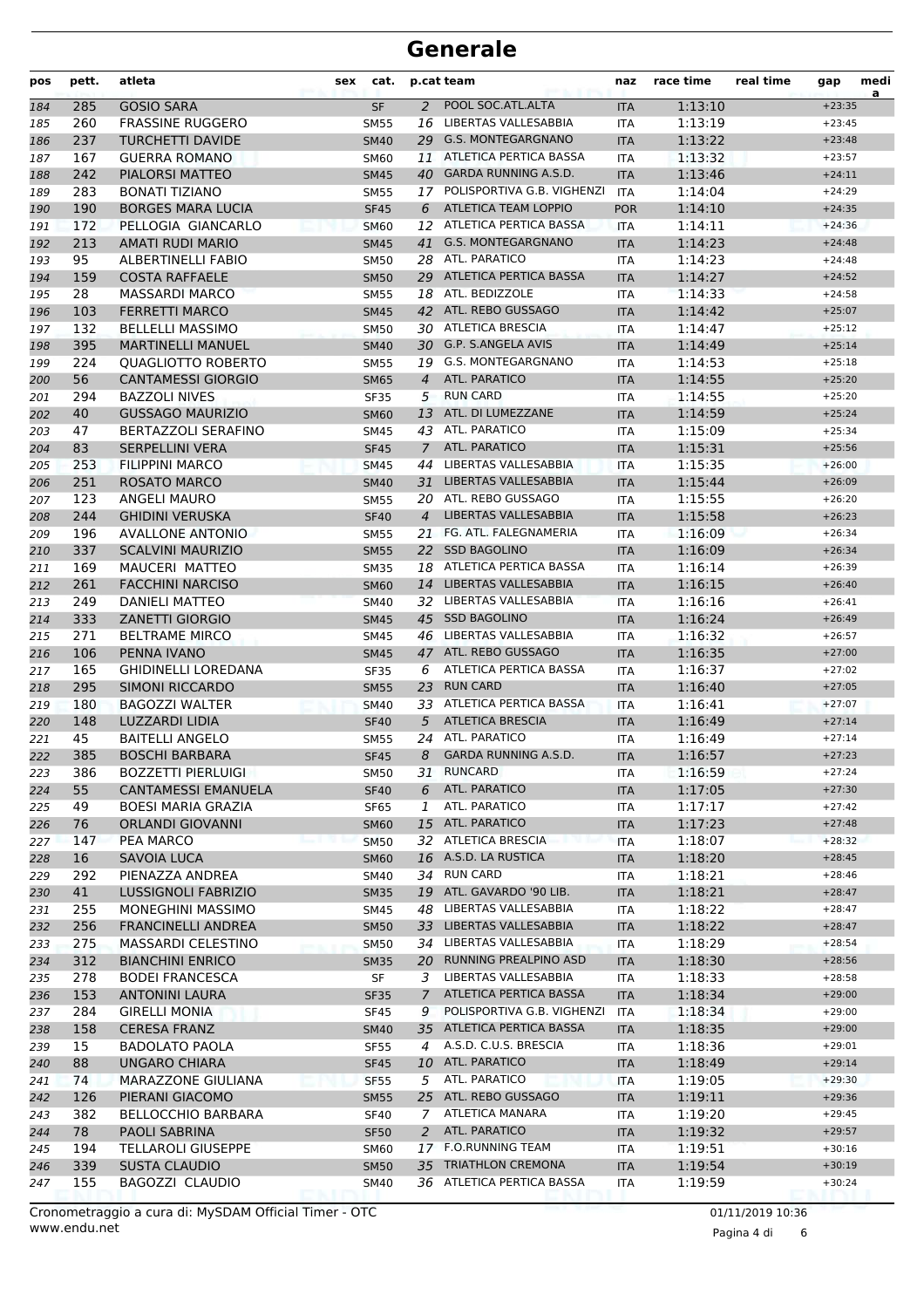# Generale

| pos | pett. | atleta | sex | cat. | p.cat | team | naz | race time | real time | gap | media |
|---|---|---|---|---|---|---|---|---|---|---|---|
| 184 | 285 | GOSIO SARA | | SF | 2 | POOL SOC.ATL.ALTA | ITA | 1:13:10 | | +23:35 | |
| 185 | 260 | FRASSINE RUGGERO | | SM55 | 16 | LIBERTAS VALLESABBIA | ITA | 1:13:19 | | +23:45 | |
| 186 | 237 | TURCHETTI DAVIDE | | SM40 | 29 | G.S. MONTEGARGNANO | ITA | 1:13:22 | | +23:48 | |
| 187 | 167 | GUERRA ROMANO | | SM60 | 11 | ATLETICA PERTICA BASSA | ITA | 1:13:32 | | +23:57 | |
| 188 | 242 | PIALORSI MATTEO | | SM45 | 40 | GARDA RUNNING A.S.D. | ITA | 1:13:46 | | +24:11 | |
| 189 | 283 | BONATI TIZIANO | | SM55 | 17 | POLISPORTIVA G.B. VIGHENZI | ITA | 1:14:04 | | +24:29 | |
| 190 | 190 | BORGES MARA LUCIA | | SF45 | 6 | ATLETICA TEAM LOPPIO | POR | 1:14:10 | | +24:35 | |
| 191 | 172 | PELLOGIA GIANCARLO | | SM60 | 12 | ATLETICA PERTICA BASSA | ITA | 1:14:11 | | +24:36 | |
| 192 | 213 | AMATI RUDI MARIO | | SM45 | 41 | G.S. MONTEGARGNANO | ITA | 1:14:23 | | +24:48 | |
| 193 | 95 | ALBERTINELLI FABIO | | SM50 | 28 | ATL. PARATICO | ITA | 1:14:23 | | +24:48 | |
| 194 | 159 | COSTA RAFFAELE | | SM50 | 29 | ATLETICA PERTICA BASSA | ITA | 1:14:27 | | +24:52 | |
| 195 | 28 | MASSARDI MARCO | | SM55 | 18 | ATL. BEDIZZOLE | ITA | 1:14:33 | | +24:58 | |
| 196 | 103 | FERRETTI MARCO | | SM45 | 42 | ATL. REBO GUSSAGO | ITA | 1:14:42 | | +25:07 | |
| 197 | 132 | BELLELLI MASSIMO | | SM50 | 30 | ATLETICA BRESCIA | ITA | 1:14:47 | | +25:12 | |
| 198 | 395 | MARTINELLI MANUEL | | SM40 | 30 | G.P. S.ANGELA AVIS | ITA | 1:14:49 | | +25:14 | |
| 199 | 224 | QUAGLIOTTO ROBERTO | | SM55 | 19 | G.S. MONTEGARGNANO | ITA | 1:14:53 | | +25:18 | |
| 200 | 56 | CANTAMESSI GIORGIO | | SM65 | 4 | ATL. PARATICO | ITA | 1:14:55 | | +25:20 | |
| 201 | 294 | BAZZOLI NIVES | | SF35 | 5 | RUN CARD | ITA | 1:14:55 | | +25:20 | |
| 202 | 40 | GUSSAGO MAURIZIO | | SM60 | 13 | ATL. DI LUMEZZANE | ITA | 1:14:59 | | +25:24 | |
| 203 | 47 | BERTAZZOLI SERAFINO | | SM45 | 43 | ATL. PARATICO | ITA | 1:15:09 | | +25:34 | |
| 204 | 83 | SERPELLINI VERA | | SF45 | 7 | ATL. PARATICO | ITA | 1:15:31 | | +25:56 | |
| 205 | 253 | FILIPPINI MARCO | | SM45 | 44 | LIBERTAS VALLESABBIA | ITA | 1:15:35 | | +26:00 | |
| 206 | 251 | ROSATO MARCO | | SM40 | 31 | LIBERTAS VALLESABBIA | ITA | 1:15:44 | | +26:09 | |
| 207 | 123 | ANGELI MAURO | | SM55 | 20 | ATL. REBO GUSSAGO | ITA | 1:15:55 | | +26:20 | |
| 208 | 244 | GHIDINI VERUSKA | | SF40 | 4 | LIBERTAS VALLESABBIA | ITA | 1:15:58 | | +26:23 | |
| 209 | 196 | AVALLONE ANTONIO | | SM55 | 21 | FG. ATL. FALEGNAMERIA | ITA | 1:16:09 | | +26:34 | |
| 210 | 337 | SCALVINI MAURIZIO | | SM55 | 22 | SSD BAGOLINO | ITA | 1:16:09 | | +26:34 | |
| 211 | 169 | MAUCERI MATTEO | | SM35 | 18 | ATLETICA PERTICA BASSA | ITA | 1:16:14 | | +26:39 | |
| 212 | 261 | FACCHINI NARCISO | | SM60 | 14 | LIBERTAS VALLESABBIA | ITA | 1:16:15 | | +26:40 | |
| 213 | 249 | DANIELI MATTEO | | SM40 | 32 | LIBERTAS VALLESABBIA | ITA | 1:16:16 | | +26:41 | |
| 214 | 333 | ZANETTI GIORGIO | | SM45 | 45 | SSD BAGOLINO | ITA | 1:16:24 | | +26:49 | |
| 215 | 271 | BELTRAME MIRCO | | SM45 | 46 | LIBERTAS VALLESABBIA | ITA | 1:16:32 | | +26:57 | |
| 216 | 106 | PENNA IVANO | | SM45 | 47 | ATL. REBO GUSSAGO | ITA | 1:16:35 | | +27:00 | |
| 217 | 165 | GHIDINELLI LOREDANA | | SF35 | 6 | ATLETICA PERTICA BASSA | ITA | 1:16:37 | | +27:02 | |
| 218 | 295 | SIMONI RICCARDO | | SM55 | 23 | RUN CARD | ITA | 1:16:40 | | +27:05 | |
| 219 | 180 | BAGOZZI WALTER | | SM40 | 33 | ATLETICA PERTICA BASSA | ITA | 1:16:41 | | +27:07 | |
| 220 | 148 | LUZZARDI LIDIA | | SF40 | 5 | ATLETICA BRESCIA | ITA | 1:16:49 | | +27:14 | |
| 221 | 45 | BAITELLI ANGELO | | SM55 | 24 | ATL. PARATICO | ITA | 1:16:49 | | +27:14 | |
| 222 | 385 | BOSCHI BARBARA | | SF45 | 8 | GARDA RUNNING A.S.D. | ITA | 1:16:57 | | +27:23 | |
| 223 | 386 | BOZZETTI PIERLUIGI | | SM50 | 31 | RUNCARD | ITA | 1:16:59 | | +27:24 | |
| 224 | 55 | CANTAMESSI EMANUELA | | SF40 | 6 | ATL. PARATICO | ITA | 1:17:05 | | +27:30 | |
| 225 | 49 | BOESI MARIA GRAZIA | | SF65 | 1 | ATL. PARATICO | ITA | 1:17:17 | | +27:42 | |
| 226 | 76 | ORLANDI GIOVANNI | | SM60 | 15 | ATL. PARATICO | ITA | 1:17:23 | | +27:48 | |
| 227 | 147 | PEA MARCO | | SM50 | 32 | ATLETICA BRESCIA | ITA | 1:18:07 | | +28:32 | |
| 228 | 16 | SAVOIA LUCA | | SM60 | 16 | A.S.D. LA RUSTICA | ITA | 1:18:20 | | +28:45 | |
| 229 | 292 | PIENAZZA ANDREA | | SM40 | 34 | RUN CARD | ITA | 1:18:21 | | +28:46 | |
| 230 | 41 | LUSSIGNOLI FABRIZIO | | SM35 | 19 | ATL. GAVARDO '90 LIB. | ITA | 1:18:21 | | +28:47 | |
| 231 | 255 | MONEGHINI MASSIMO | | SM45 | 48 | LIBERTAS VALLESABBIA | ITA | 1:18:22 | | +28:47 | |
| 232 | 256 | FRANCINELLI ANDREA | | SM50 | 33 | LIBERTAS VALLESABBIA | ITA | 1:18:22 | | +28:47 | |
| 233 | 275 | MASSARDI CELESTINO | | SM50 | 34 | LIBERTAS VALLESABBIA | ITA | 1:18:29 | | +28:54 | |
| 234 | 312 | BIANCHINI ENRICO | | SM35 | 20 | RUNNING PREALPINO ASD | ITA | 1:18:30 | | +28:56 | |
| 235 | 278 | BODEI FRANCESCA | | SF | 3 | LIBERTAS VALLESABBIA | ITA | 1:18:33 | | +28:58 | |
| 236 | 153 | ANTONINI LAURA | | SF35 | 7 | ATLETICA PERTICA BASSA | ITA | 1:18:34 | | +29:00 | |
| 237 | 284 | GIRELLI MONIA | | SF45 | 9 | POLISPORTIVA G.B. VIGHENZI | ITA | 1:18:34 | | +29:00 | |
| 238 | 158 | CERESA FRANZ | | SM40 | 35 | ATLETICA PERTICA BASSA | ITA | 1:18:35 | | +29:00 | |
| 239 | 15 | BADOLATO PAOLA | | SF55 | 4 | A.S.D. C.U.S. BRESCIA | ITA | 1:18:36 | | +29:01 | |
| 240 | 88 | UNGARO CHIARA | | SF45 | 10 | ATL. PARATICO | ITA | 1:18:49 | | +29:14 | |
| 241 | 74 | MARAZZONE GIULIANA | | SF55 | 5 | ATL. PARATICO | ITA | 1:19:05 | | +29:30 | |
| 242 | 126 | PIERANI GIACOMO | | SM55 | 25 | ATL. REBO GUSSAGO | ITA | 1:19:11 | | +29:36 | |
| 243 | 382 | BELLOCCHIO BARBARA | | SF40 | 7 | ATLETICA MANARA | ITA | 1:19:20 | | +29:45 | |
| 244 | 78 | PAOLI SABRINA | | SF50 | 2 | ATL. PARATICO | ITA | 1:19:32 | | +29:57 | |
| 245 | 194 | TELLAROLI GIUSEPPE | | SM60 | 17 | F.O.RUNNING TEAM | ITA | 1:19:51 | | +30:16 | |
| 246 | 339 | SUSTA CLAUDIO | | SM50 | 35 | TRIATHLON CREMONA | ITA | 1:19:54 | | +30:19 | |
| 247 | 155 | BAGOZZI CLAUDIO | | SM40 | 36 | ATLETICA PERTICA BASSA | ITA | 1:19:59 | | +30:24 | |

Cronometraggio a cura di: MySDAM Official Timer - OTC
www.endu.net

01/11/2019 10:36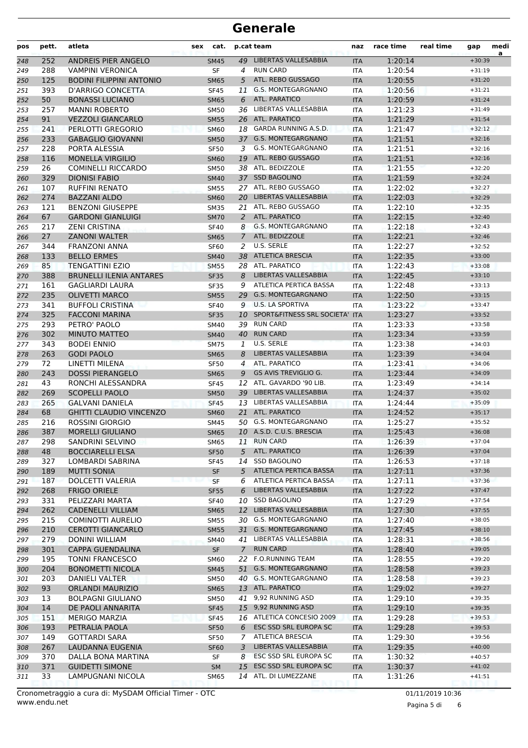# Generale

| pos | pett. | atleta | sex | cat. | p.cat | team | naz | race time | real time | gap | media |
|---|---|---|---|---|---|---|---|---|---|---|---|
| 248 | 252 | ANDREIS PIER ANGELO | | SM45 | 49 | LIBERTAS VALLESABBIA | ITA | 1:20:14 | | +30:39 | |
| 249 | 288 | VAMPINI VERONICA | | SF | 4 | RUN CARD | ITA | 1:20:54 | | +31:19 | |
| 250 | 125 | BODINI FILIPPINI ANTONIO | | SM65 | 5 | ATL. REBO GUSSAGO | ITA | 1:20:55 | | +31:20 | |
| 251 | 393 | D'ARRIGO CONCETTA | | SF45 | 11 | G.S. MONTEGARGNANO | ITA | 1:20:56 | | +31:21 | |
| 252 | 50 | BONASSI LUCIANO | | SM65 | 6 | ATL. PARATICO | ITA | 1:20:59 | | +31:24 | |
| 253 | 257 | MANNI ROBERTO | | SM50 | 36 | LIBERTAS VALLESABBIA | ITA | 1:21:23 | | +31:49 | |
| 254 | 91 | VEZZOLI GIANCARLO | | SM55 | 26 | ATL. PARATICO | ITA | 1:21:29 | | +31:54 | |
| 255 | 241 | PERLOTTI GREGORIO | | SM60 | 18 | GARDA RUNNING A.S.D. | ITA | 1:21:47 | | +32:12 | |
| 256 | 233 | GABAGLIO GIOVANNI | | SM50 | 37 | G.S. MONTEGARGNANO | ITA | 1:21:51 | | +32:16 | |
| 257 | 228 | PORTA ALESSIA | | SF50 | 3 | G.S. MONTEGARGNANO | ITA | 1:21:51 | | +32:16 | |
| 258 | 116 | MONELLA VIRGILIO | | SM60 | 19 | ATL. REBO GUSSAGO | ITA | 1:21:51 | | +32:16 | |
| 259 | 26 | COMINELLI RICCARDO | | SM50 | 38 | ATL. BEDIZZOLE | ITA | 1:21:55 | | +32:20 | |
| 260 | 329 | DIONISI FABIO | | SM40 | 37 | SSD BAGOLINO | ITA | 1:21:59 | | +32:24 | |
| 261 | 107 | RUFFINI RENATO | | SM55 | 27 | ATL. REBO GUSSAGO | ITA | 1:22:02 | | +32:27 | |
| 262 | 274 | BAZZANI ALDO | | SM60 | 20 | LIBERTAS VALLESABBIA | ITA | 1:22:03 | | +32:29 | |
| 263 | 121 | BENZONI GIUSEPPE | | SM35 | 21 | ATL. REBO GUSSAGO | ITA | 1:22:10 | | +32:35 | |
| 264 | 67 | GARDONI GIANLUIGI | | SM70 | 2 | ATL. PARATICO | ITA | 1:22:15 | | +32:40 | |
| 265 | 217 | ZENI CRISTINA | | SF40 | 8 | G.S. MONTEGARGNANO | ITA | 1:22:18 | | +32:43 | |
| 266 | 27 | ZANONI WALTER | | SM65 | 7 | ATL. BEDIZZOLE | ITA | 1:22:21 | | +32:46 | |
| 267 | 344 | FRANZONI ANNA | | SF60 | 2 | U.S. SERLE | ITA | 1:22:27 | | +32:52 | |
| 268 | 133 | BELLO ERMES | | SM40 | 38 | ATLETICA BRESCIA | ITA | 1:22:35 | | +33:00 | |
| 269 | 85 | TENGATTINI EZIO | | SM55 | 28 | ATL. PARATICO | ITA | 1:22:43 | | +33:08 | |
| 270 | 388 | BRUNELLI ILENIA ANTARES | | SF35 | 8 | LIBERTAS VALLESABBIA | ITA | 1:22:45 | | +33:10 | |
| 271 | 161 | GAGLIARDI LAURA | | SF35 | 9 | ATLETICA PERTICA BASSA | ITA | 1:22:48 | | +33:13 | |
| 272 | 235 | OLIVETTI MARCO | | SM55 | 29 | G.S. MONTEGARGNANO | ITA | 1:22:50 | | +33:15 | |
| 273 | 341 | BUFFOLI CRISTINA | | SF40 | 9 | U.S. LA SPORTIVA | ITA | 1:23:22 | | +33:47 | |
| 274 | 325 | FACCONI MARINA | | SF35 | 10 | SPORT&FITNESS SRL SOCIETA' | ITA | 1:23:27 | | +33:52 | |
| 275 | 293 | PETRO' PAOLO | | SM40 | 39 | RUN CARD | ITA | 1:23:33 | | +33:58 | |
| 276 | 302 | MINUTO MATTEO | | SM40 | 40 | RUN CARD | ITA | 1:23:34 | | +33:59 | |
| 277 | 343 | BODEI ENNIO | | SM75 | 1 | U.S. SERLE | ITA | 1:23:38 | | +34:03 | |
| 278 | 263 | GODI PAOLO | | SM65 | 8 | LIBERTAS VALLESABBIA | ITA | 1:23:39 | | +34:04 | |
| 279 | 72 | LINETTI MILENA | | SF50 | 4 | ATL. PARATICO | ITA | 1:23:41 | | +34:06 | |
| 280 | 243 | DOSSI PIERANGELO | | SM65 | 9 | GS AVIS TREVIGLIO G. | ITA | 1:23:44 | | +34:09 | |
| 281 | 43 | RONCHI ALESSANDRA | | SF45 | 12 | ATL. GAVARDO '90 LIB. | ITA | 1:23:49 | | +34:14 | |
| 282 | 269 | SCOPELLI PAOLO | | SM50 | 39 | LIBERTAS VALLESABBIA | ITA | 1:24:37 | | +35:02 | |
| 283 | 265 | GALVANI DANIELA | | SF45 | 13 | LIBERTAS VALLESABBIA | ITA | 1:24:44 | | +35:09 | |
| 284 | 68 | GHITTI CLAUDIO VINCENZO | | SM60 | 21 | ATL. PARATICO | ITA | 1:24:52 | | +35:17 | |
| 285 | 216 | ROSSINI GIORGIO | | SM45 | 50 | G.S. MONTEGARGNANO | ITA | 1:25:27 | | +35:52 | |
| 286 | 387 | MORELLI GIULIANO | | SM65 | 10 | A.S.D. C.U.S. BRESCIA | ITA | 1:25:43 | | +36:08 | |
| 287 | 298 | SANDRINI SELVINO | | SM65 | 11 | RUN CARD | ITA | 1:26:39 | | +37:04 | |
| 288 | 48 | BOCCIARELLI ELSA | | SF50 | 5 | ATL. PARATICO | ITA | 1:26:39 | | +37:04 | |
| 289 | 327 | LOMBARDI SABRINA | | SF45 | 14 | SSD BAGOLINO | ITA | 1:26:53 | | +37:18 | |
| 290 | 189 | MUTTI SONIA | | SF | 5 | ATLETICA PERTICA BASSA | ITA | 1:27:11 | | +37:36 | |
| 291 | 187 | DOLCETTI VALERIA | | SF | 6 | ATLETICA PERTICA BASSA | ITA | 1:27:11 | | +37:36 | |
| 292 | 268 | FRIGO ORIELE | | SF55 | 6 | LIBERTAS VALLESABBIA | ITA | 1:27:22 | | +37:47 | |
| 293 | 331 | PELIZZARI MARTA | | SF40 | 10 | SSD BAGOLINO | ITA | 1:27:29 | | +37:54 | |
| 294 | 262 | CADENELLI VILLIAM | | SM65 | 12 | LIBERTAS VALLESABBIA | ITA | 1:27:30 | | +37:55 | |
| 295 | 215 | COMINOTTI AURELIO | | SM55 | 30 | G.S. MONTEGARGNANO | ITA | 1:27:40 | | +38:05 | |
| 296 | 210 | CEROTTI GIANCARLO | | SM55 | 31 | G.S. MONTEGARGNANO | ITA | 1:27:45 | | +38:10 | |
| 297 | 279 | DONINI WILLIAM | | SM40 | 41 | LIBERTAS VALLESABBIA | ITA | 1:28:31 | | +38:56 | |
| 298 | 301 | CAPPA GUENDALINA | | SF | 7 | RUN CARD | ITA | 1:28:40 | | +39:05 | |
| 299 | 195 | TONNI FRANCESCO | | SM60 | 22 | F.O.RUNNING TEAM | ITA | 1:28:55 | | +39:20 | |
| 300 | 204 | BONOMETTI NICOLA | | SM45 | 51 | G.S. MONTEGARGNANO | ITA | 1:28:58 | | +39:23 | |
| 301 | 203 | DANIELI VALTER | | SM50 | 40 | G.S. MONTEGARGNANO | ITA | 1:28:58 | | +39:23 | |
| 302 | 93 | ORLANDI MAURIZIO | | SM65 | 13 | ATL. PARATICO | ITA | 1:29:02 | | +39:27 | |
| 303 | 13 | BOLPAGNI GIULIANO | | SM50 | 41 | 9,92 RUNNING ASD | ITA | 1:29:10 | | +39:35 | |
| 304 | 14 | DE PAOLI ANNARITA | | SF45 | 15 | 9,92 RUNNING ASD | ITA | 1:29:10 | | +39:35 | |
| 305 | 151 | MERIGO MARZIA | | SF45 | 16 | ATLETICA CONCESIO 2009 | ITA | 1:29:28 | | +39:53 | |
| 306 | 193 | PETRALIA PAOLA | | SF50 | 6 | ESC SSD SRL EUROPA SC | ITA | 1:29:28 | | +39:53 | |
| 307 | 149 | GOTTARDI SARA | | SF50 | 7 | ATLETICA BRESCIA | ITA | 1:29:30 | | +39:56 | |
| 308 | 267 | LAUDANNA EUGENIA | | SF60 | 3 | LIBERTAS VALLESABBIA | ITA | 1:29:35 | | +40:00 | |
| 309 | 370 | DALLA BONA MARTINA | | SF | 8 | ESC SSD SRL EUROPA SC | ITA | 1:30:32 | | +40:57 | |
| 310 | 371 | GUIDETTI SIMONE | | SM | 15 | ESC SSD SRL EUROPA SC | ITA | 1:30:37 | | +41:02 | |
| 311 | 33 | LAMPUGNANI NICOLA | | SM65 | 14 | ATL. DI LUMEZZANE | ITA | 1:31:26 | | +41:51 | |

Cronometraggio a cura di: MySDAM Official Timer - OTC
www.endu.net

01/11/2019 10:36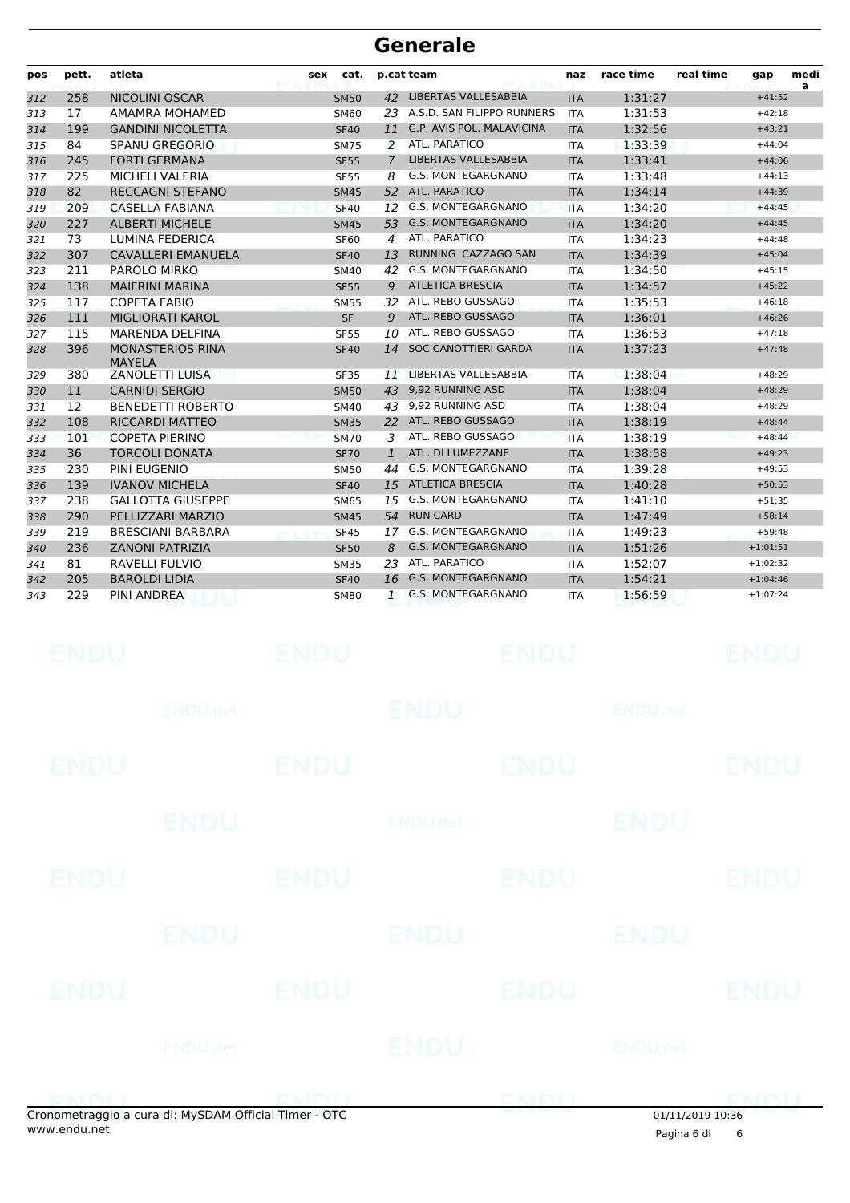# Generale

| pos | pett. | atleta | sex | cat. | p.cat | team | naz | race time | real time | gap | media |
|---|---|---|---|---|---|---|---|---|---|---|---|
| 312 | 258 | NICOLINI OSCAR | | SM50 | 42 | LIBERTAS VALLESABBIA | ITA | 1:31:27 | | +41:52 | |
| 313 | 17 | AMAMRA MOHAMED | | SM60 | 23 | A.S.D. SAN FILIPPO RUNNERS | ITA | 1:31:53 | | +42:18 | |
| 314 | 199 | GANDINI NICOLETTA | | SF40 | 11 | G.P. AVIS POL. MALAVICINA | ITA | 1:32:56 | | +43:21 | |
| 315 | 84 | SPANU GREGORIO | | SM75 | 2 | ATL. PARATICO | ITA | 1:33:39 | | +44:04 | |
| 316 | 245 | FORTI GERMANA | | SF55 | 7 | LIBERTAS VALLESABBIA | ITA | 1:33:41 | | +44:06 | |
| 317 | 225 | MICHELI VALERIA | | SF55 | 8 | G.S. MONTEGARGNANO | ITA | 1:33:48 | | +44:13 | |
| 318 | 82 | RECCAGNI STEFANO | | SM45 | 52 | ATL. PARATICO | ITA | 1:34:14 | | +44:39 | |
| 319 | 209 | CASELLA FABIANA | | SF40 | 12 | G.S. MONTEGARGNANO | ITA | 1:34:20 | | +44:45 | |
| 320 | 227 | ALBERTI MICHELE | | SM45 | 53 | G.S. MONTEGARGNANO | ITA | 1:34:20 | | +44:45 | |
| 321 | 73 | LUMINA FEDERICA | | SF60 | 4 | ATL. PARATICO | ITA | 1:34:23 | | +44:48 | |
| 322 | 307 | CAVALLERI EMANUELA | | SF40 | 13 | RUNNING CAZZAGO SAN | ITA | 1:34:39 | | +45:04 | |
| 323 | 211 | PAROLO MIRKO | | SM40 | 42 | G.S. MONTEGARGNANO | ITA | 1:34:50 | | +45:15 | |
| 324 | 138 | MAIFRINI MARINA | | SF55 | 9 | ATLETICA BRESCIA | ITA | 1:34:57 | | +45:22 | |
| 325 | 117 | COPETA FABIO | | SM55 | 32 | ATL. REBO GUSSAGO | ITA | 1:35:53 | | +46:18 | |
| 326 | 111 | MIGLIORATI KAROL | | SF | 9 | ATL. REBO GUSSAGO | ITA | 1:36:01 | | +46:26 | |
| 327 | 115 | MARENDA DELFINA | | SF55 | 10 | ATL. REBO GUSSAGO | ITA | 1:36:53 | | +47:18 | |
| 328 | 396 | MONASTERIOS RINA MAYELA | | SF40 | 14 | SOC CANOTTIERI GARDA | ITA | 1:37:23 | | +47:48 | |
| 329 | 380 | ZANOLETTI LUISA | | SF35 | 11 | LIBERTAS VALLESABBIA | ITA | 1:38:04 | | +48:29 | |
| 330 | 11 | CARNIDI SERGIO | | SM50 | 43 | 9,92 RUNNING ASD | ITA | 1:38:04 | | +48:29 | |
| 331 | 12 | BENEDETTI ROBERTO | | SM40 | 43 | 9,92 RUNNING ASD | ITA | 1:38:04 | | +48:29 | |
| 332 | 108 | RICCARDI MATTEO | | SM35 | 22 | ATL. REBO GUSSAGO | ITA | 1:38:19 | | +48:44 | |
| 333 | 101 | COPETA PIERINO | | SM70 | 3 | ATL. REBO GUSSAGO | ITA | 1:38:19 | | +48:44 | |
| 334 | 36 | TORCOLI DONATA | | SF70 | 1 | ATL. DI LUMEZZANE | ITA | 1:38:58 | | +49:23 | |
| 335 | 230 | PINI EUGENIO | | SM50 | 44 | G.S. MONTEGARGNANO | ITA | 1:39:28 | | +49:53 | |
| 336 | 139 | IVANOV MICHELA | | SF40 | 15 | ATLETICA BRESCIA | ITA | 1:40:28 | | +50:53 | |
| 337 | 238 | GALLOTTA GIUSEPPE | | SM65 | 15 | G.S. MONTEGARGNANO | ITA | 1:41:10 | | +51:35 | |
| 338 | 290 | PELLIZZARI MARZIO | | SM45 | 54 | RUN CARD | ITA | 1:47:49 | | +58:14 | |
| 339 | 219 | BRESCIANI BARBARA | | SF45 | 17 | G.S. MONTEGARGNANO | ITA | 1:49:23 | | +59:48 | |
| 340 | 236 | ZANONI PATRIZIA | | SF50 | 8 | G.S. MONTEGARGNANO | ITA | 1:51:26 | | +1:01:51 | |
| 341 | 81 | RAVELLI FULVIO | | SM35 | 23 | ATL. PARATICO | ITA | 1:52:07 | | +1:02:32 | |
| 342 | 205 | BAROLDI LIDIA | | SF40 | 16 | G.S. MONTEGARGNANO | ITA | 1:54:21 | | +1:04:46 | |
| 343 | 229 | PINI ANDREA | | SM80 | 1 | G.S. MONTEGARGNANO | ITA | 1:56:59 | | +1:07:24 | |

Cronometraggio a cura di: MySDAM Official Timer - OTC
www.endu.net

01/11/2019 10:36